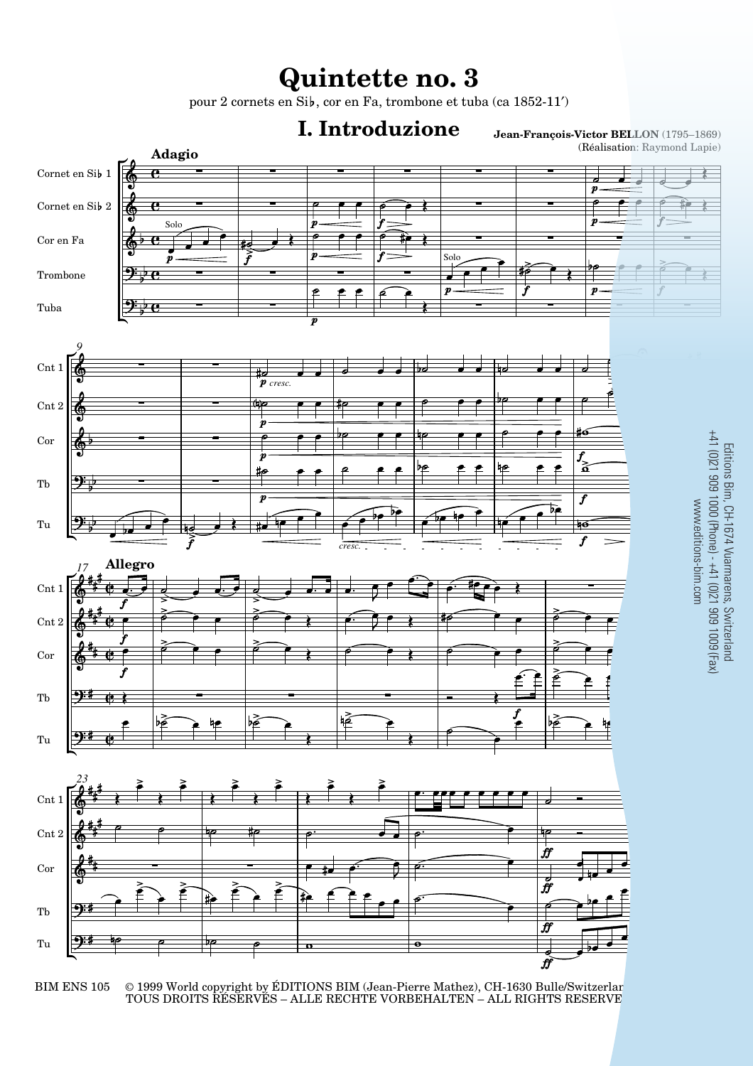# Quintette no. 3

pour 2 cornets en Si♭, cor en Fa, trombone et tuba (ca 1852-11′)

## I. Introduzione

**Jean-François-Victor BELLON** (1795–1869)
(Réalisation: Raymond Lapie)

Editions Bim, CH-1674 Vuarmarens, Switzerland
+41 (0)21 909 1000 (Phone) - +41 (0)21 909 1009 (Fax)
www.editions-bim.com

BIM ENS 105 © 1999 World copyright by ÉDITIONS BIM (Jean-Pierre Mathez), CH-1630 Bulle/Switzerland
TOUS DROITS RÉSERVÉS – ALLE RECHTE VORBEHALTEN – ALL RIGHTS RESERVED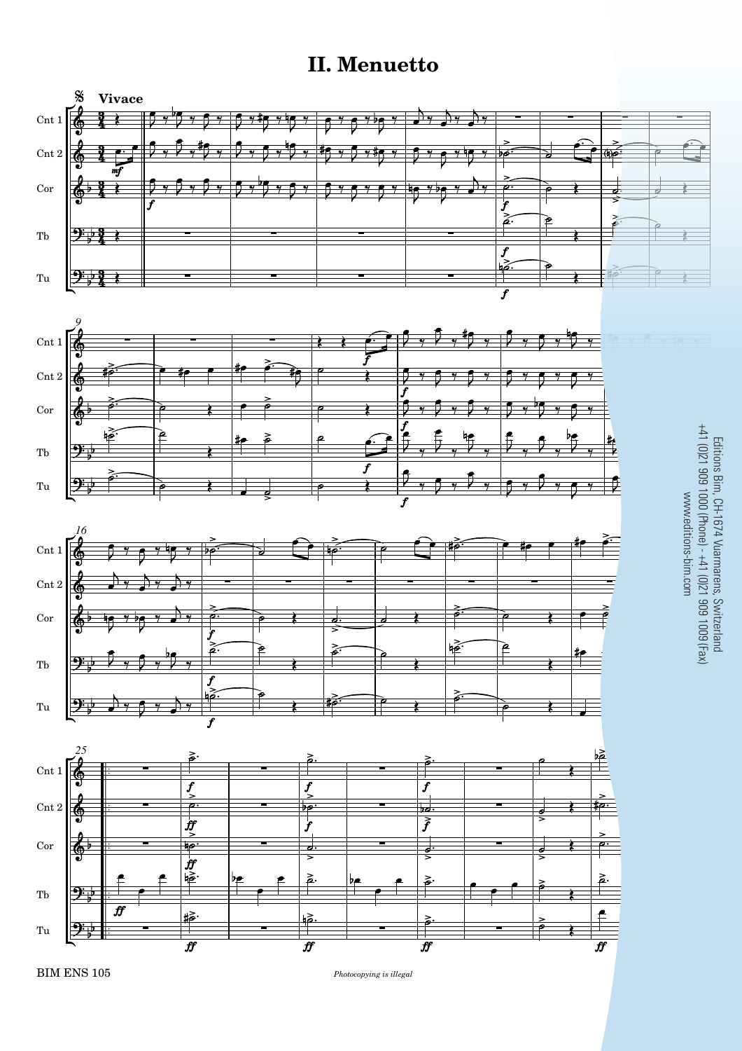# II. Menuetto

Vivace

Editions Bim, CH-1674 Vuarmarens, Switzerland
+41 (0)21 909 1000 (Phone) - +41 (0)21 909 1009 (Fax)
www.editions-bim.com

BIM ENS 105

*Photocopying is illegal*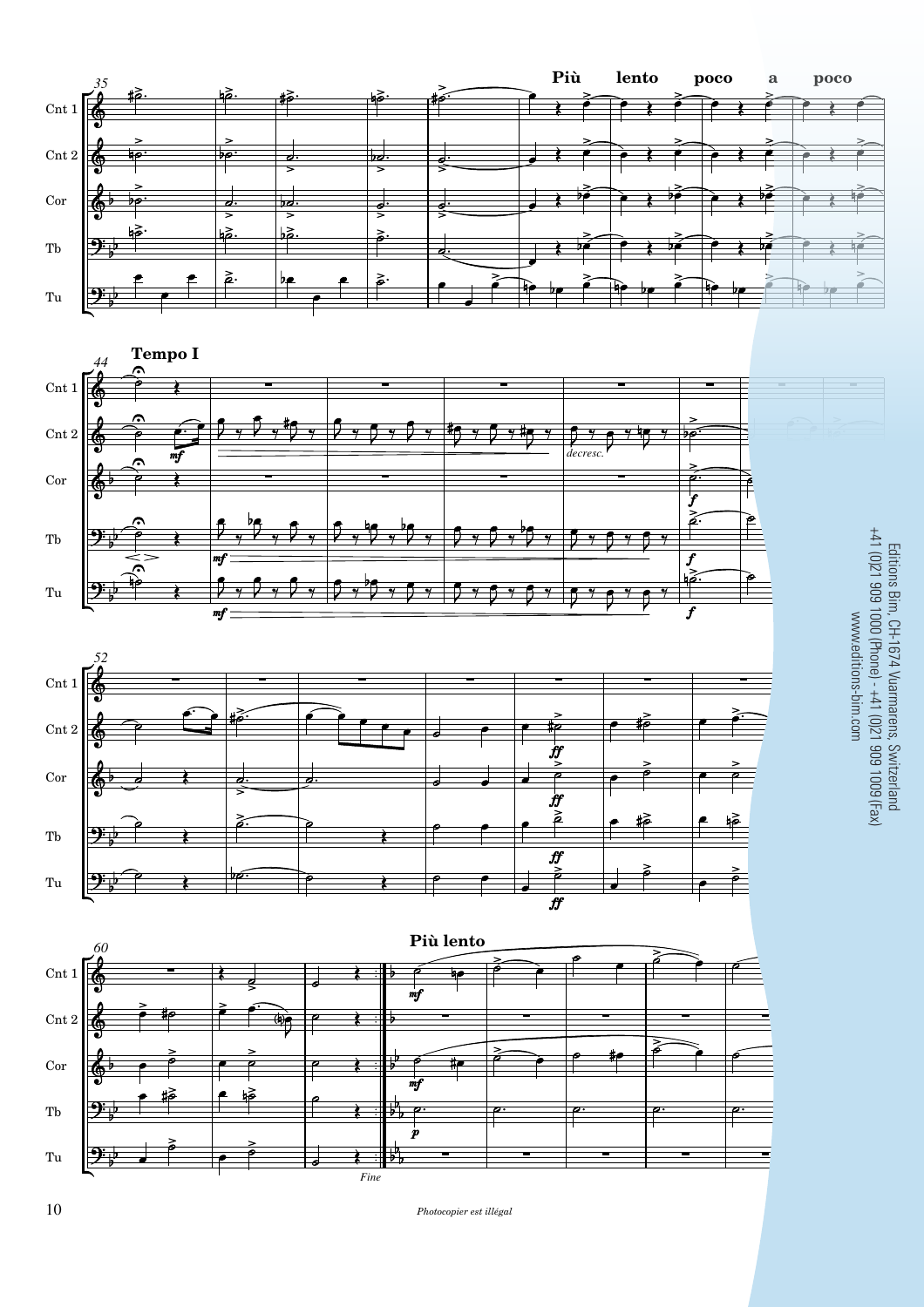Più lento poco a poco

Tempo I

*decresc.*

Più lento

*Fine*

Editions Bim, CH-1674 Vuarmarens, Switzerland
+41 (0)21 909 1000 (Phone) - +41 (0)21 909 1009 (Fax)
www.editions-bim.com

*Photocopier est illégal*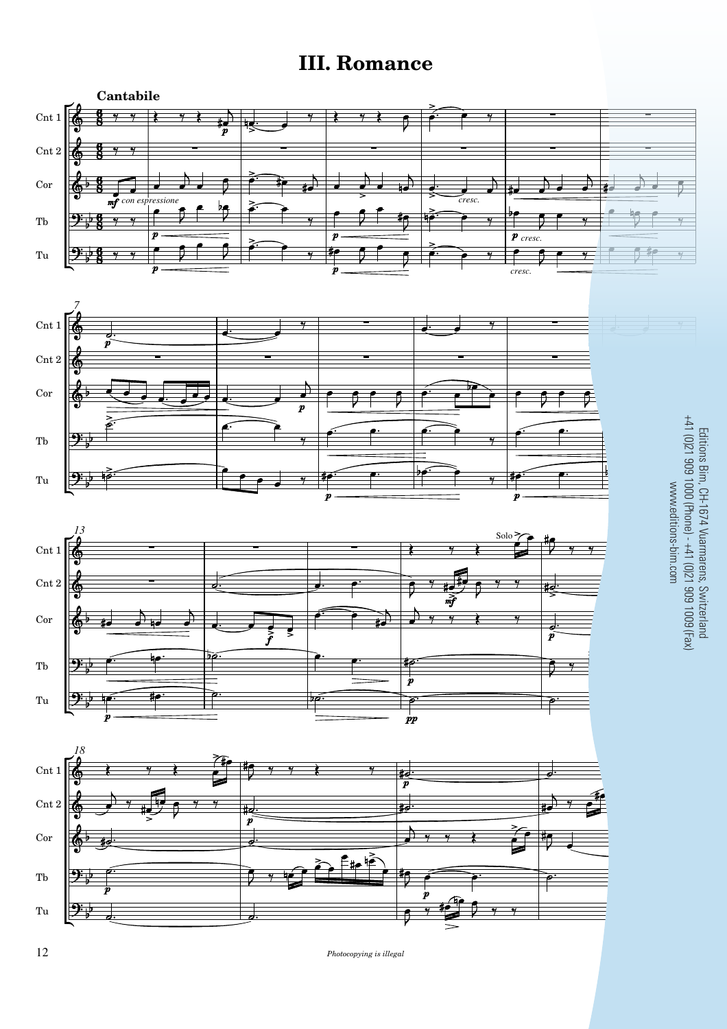# III. Romance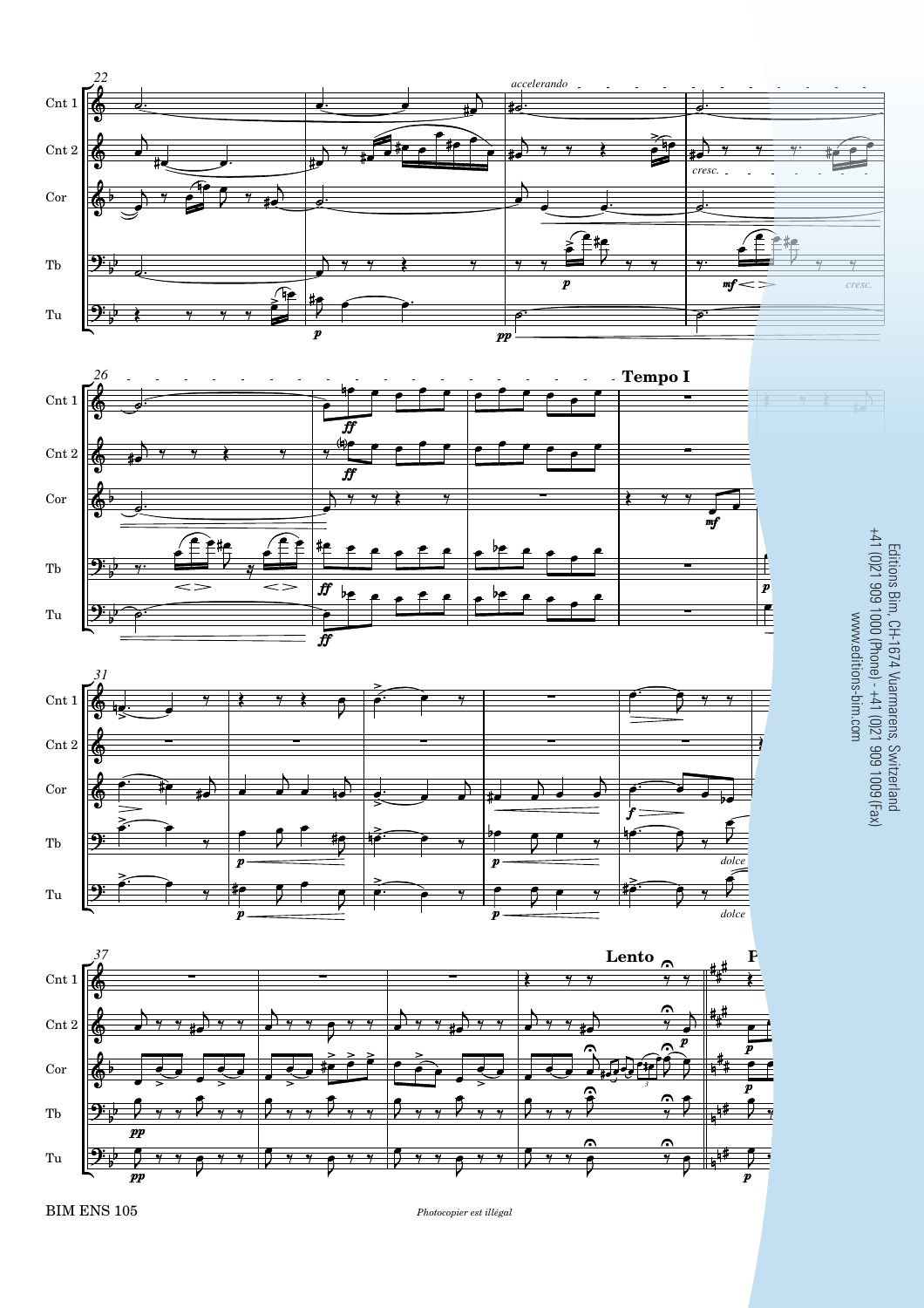*accelerando*

**Tempo I**

**Lento**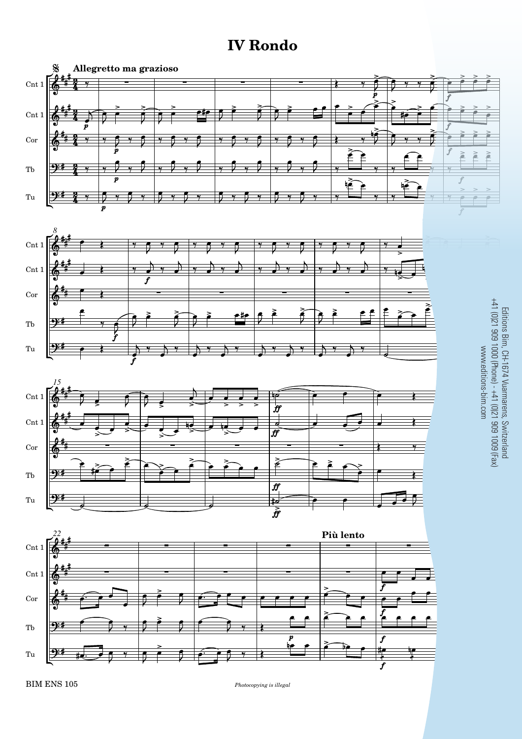# IV Rondo

Allegretto ma grazioso

Più lento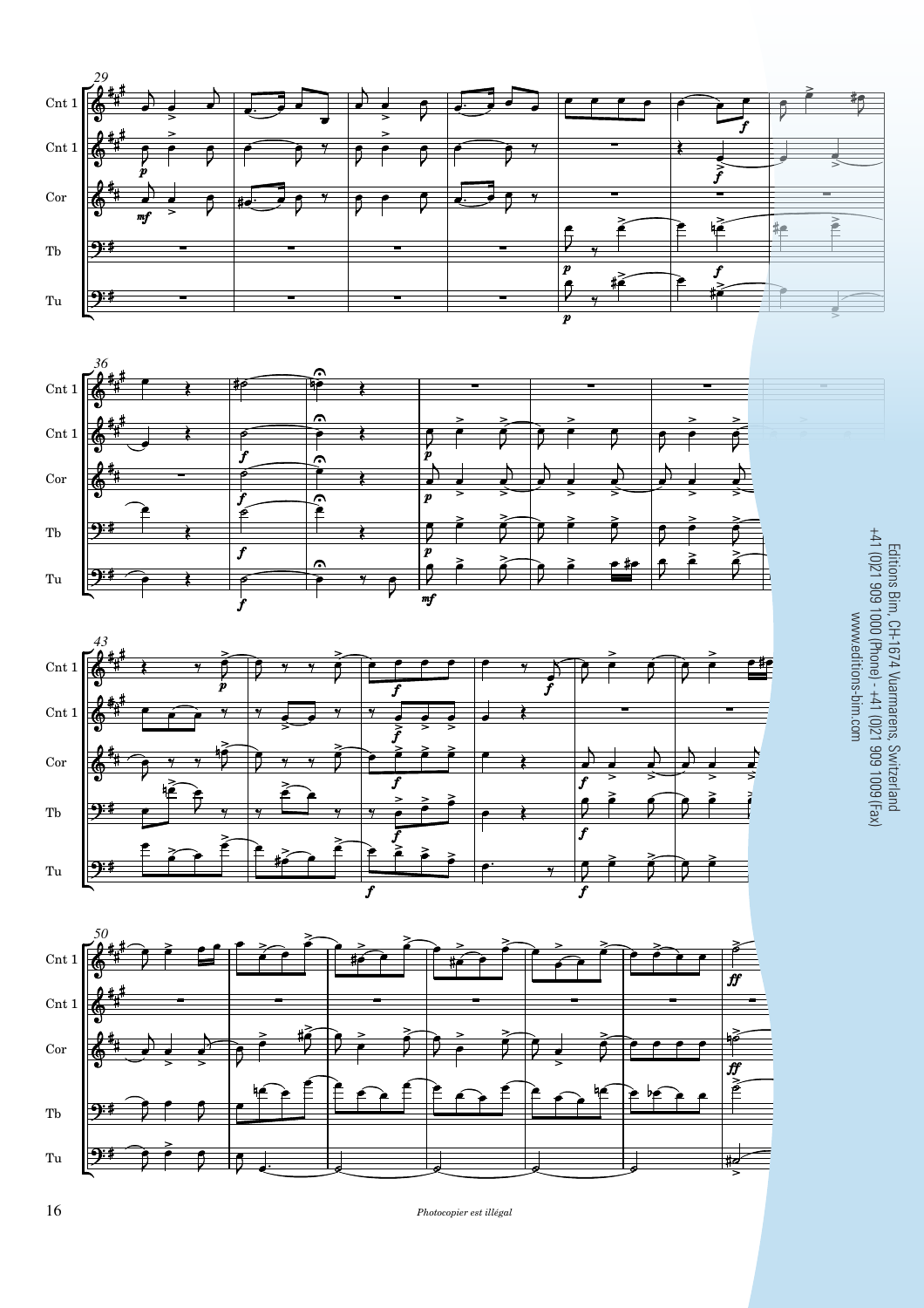Editions Bim, CH-1674 Vuarmarens, Switzerland
+41 (0)21 909 1000 (Phone) - +41 (0)21 909 1009 (Fax)
www.editions-bim.com